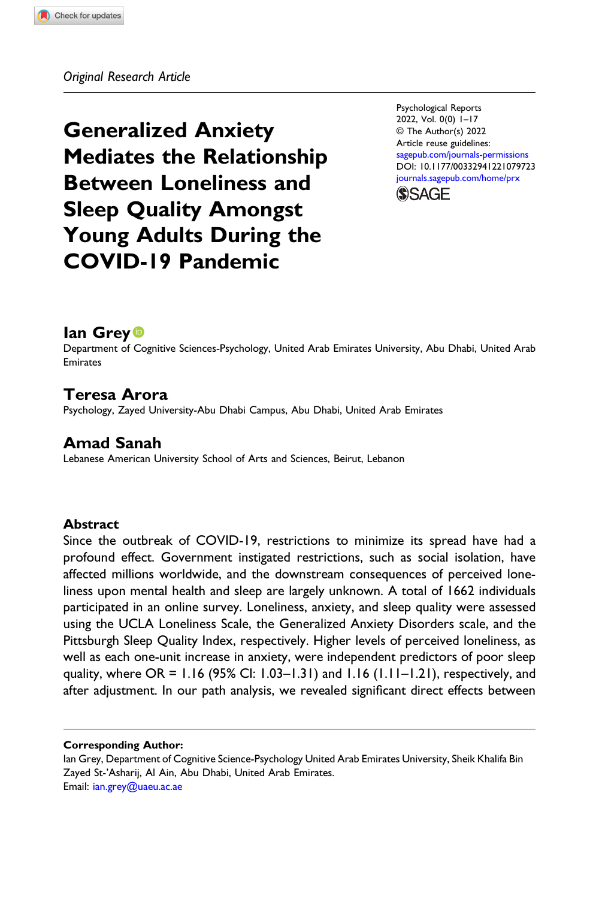*Original Research Article*

# Generalized Anxiety Mediates the Relationship Between Loneliness and Sleep Quality Amongst Young Adults During the COVID-19 Pandemic

Psychological Reports
2022, Vol. 0(0) 1–17
© The Author(s) 2022
Article reuse guidelines:
sagepub.com/journals-permissions
DOI: 10.1177/00332941221079723
journals.sagepub.com/home/prx

**Ian Grey**
Department of Cognitive Sciences-Psychology, United Arab Emirates University, Abu Dhabi, United Arab Emirates

**Teresa Arora**
Psychology, Zayed University-Abu Dhabi Campus, Abu Dhabi, United Arab Emirates

**Amad Sanah**
Lebanese American University School of Arts and Sciences, Beirut, Lebanon

## Abstract

Since the outbreak of COVID-19, restrictions to minimize its spread have had a profound effect. Government instigated restrictions, such as social isolation, have affected millions worldwide, and the downstream consequences of perceived loneliness upon mental health and sleep are largely unknown. A total of 1662 individuals participated in an online survey. Loneliness, anxiety, and sleep quality were assessed using the UCLA Loneliness Scale, the Generalized Anxiety Disorders scale, and the Pittsburgh Sleep Quality Index, respectively. Higher levels of perceived loneliness, as well as each one-unit increase in anxiety, were independent predictors of poor sleep quality, where OR = 1.16 (95% CI: 1.03–1.31) and 1.16 (1.11–1.21), respectively, and after adjustment. In our path analysis, we revealed significant direct effects between

**Corresponding Author:**
Ian Grey, Department of Cognitive Science-Psychology United Arab Emirates University, Sheik Khalifa Bin Zayed St-'Asharij, Al Ain, Abu Dhabi, United Arab Emirates.
Email: ian.grey@uaeu.ac.ae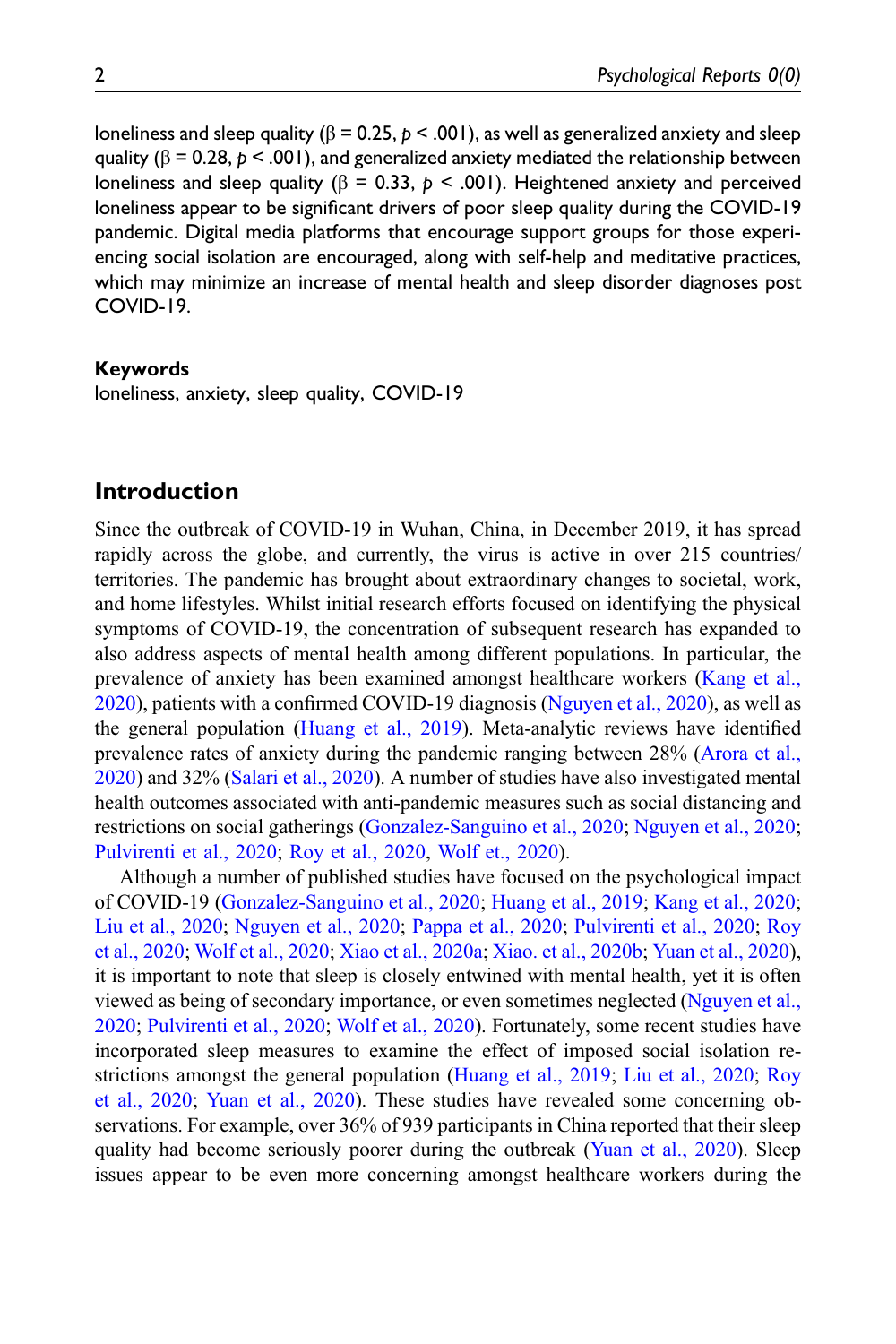loneliness and sleep quality ($\beta = 0.25$, $p < .001$), as well as generalized anxiety and sleep quality ($\beta = 0.28$, $p < .001$), and generalized anxiety mediated the relationship between loneliness and sleep quality ($\beta = 0.33$, $p < .001$). Heightened anxiety and perceived loneliness appear to be significant drivers of poor sleep quality during the COVID-19 pandemic. Digital media platforms that encourage support groups for those experiencing social isolation are encouraged, along with self-help and meditative practices, which may minimize an increase of mental health and sleep disorder diagnoses post COVID-19.

**Keywords**

loneliness, anxiety, sleep quality, COVID-19

## Introduction

Since the outbreak of COVID-19 in Wuhan, China, in December 2019, it has spread rapidly across the globe, and currently, the virus is active in over 215 countries/territories. The pandemic has brought about extraordinary changes to societal, work, and home lifestyles. Whilst initial research efforts focused on identifying the physical symptoms of COVID-19, the concentration of subsequent research has expanded to also address aspects of mental health among different populations. In particular, the prevalence of anxiety has been examined amongst healthcare workers (Kang et al., 2020), patients with a confirmed COVID-19 diagnosis (Nguyen et al., 2020), as well as the general population (Huang et al., 2019). Meta-analytic reviews have identified prevalence rates of anxiety during the pandemic ranging between 28% (Arora et al., 2020) and 32% (Salari et al., 2020). A number of studies have also investigated mental health outcomes associated with anti-pandemic measures such as social distancing and restrictions on social gatherings (Gonzalez-Sanguino et al., 2020; Nguyen et al., 2020; Pulvirenti et al., 2020; Roy et al., 2020, Wolf et., 2020).

Although a number of published studies have focused on the psychological impact of COVID-19 (Gonzalez-Sanguino et al., 2020; Huang et al., 2019; Kang et al., 2020; Liu et al., 2020; Nguyen et al., 2020; Pappa et al., 2020; Pulvirenti et al., 2020; Roy et al., 2020; Wolf et al., 2020; Xiao et al., 2020a; Xiao. et al., 2020b; Yuan et al., 2020), it is important to note that sleep is closely entwined with mental health, yet it is often viewed as being of secondary importance, or even sometimes neglected (Nguyen et al., 2020; Pulvirenti et al., 2020; Wolf et al., 2020). Fortunately, some recent studies have incorporated sleep measures to examine the effect of imposed social isolation restrictions amongst the general population (Huang et al., 2019; Liu et al., 2020; Roy et al., 2020; Yuan et al., 2020). These studies have revealed some concerning observations. For example, over 36% of 939 participants in China reported that their sleep quality had become seriously poorer during the outbreak (Yuan et al., 2020). Sleep issues appear to be even more concerning amongst healthcare workers during the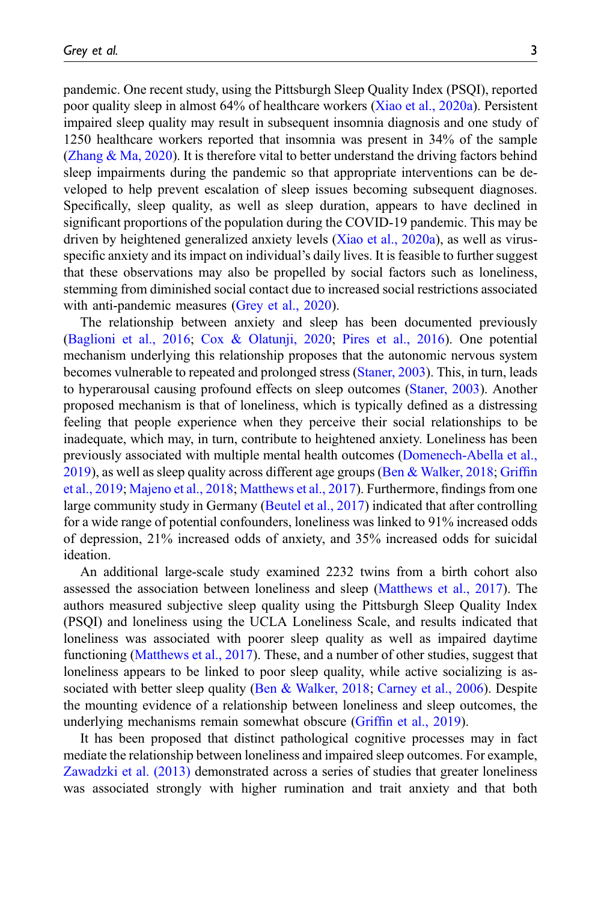pandemic. One recent study, using the Pittsburgh Sleep Quality Index (PSQI), reported poor quality sleep in almost 64% of healthcare workers (Xiao et al., 2020a). Persistent impaired sleep quality may result in subsequent insomnia diagnosis and one study of 1250 healthcare workers reported that insomnia was present in 34% of the sample (Zhang & Ma, 2020). It is therefore vital to better understand the driving factors behind sleep impairments during the pandemic so that appropriate interventions can be developed to help prevent escalation of sleep issues becoming subsequent diagnoses. Specifically, sleep quality, as well as sleep duration, appears to have declined in significant proportions of the population during the COVID-19 pandemic. This may be driven by heightened generalized anxiety levels (Xiao et al., 2020a), as well as virus-specific anxiety and its impact on individual's daily lives. It is feasible to further suggest that these observations may also be propelled by social factors such as loneliness, stemming from diminished social contact due to increased social restrictions associated with anti-pandemic measures (Grey et al., 2020).

The relationship between anxiety and sleep has been documented previously (Baglioni et al., 2016; Cox & Olatunji, 2020; Pires et al., 2016). One potential mechanism underlying this relationship proposes that the autonomic nervous system becomes vulnerable to repeated and prolonged stress (Staner, 2003). This, in turn, leads to hyperarousal causing profound effects on sleep outcomes (Staner, 2003). Another proposed mechanism is that of loneliness, which is typically defined as a distressing feeling that people experience when they perceive their social relationships to be inadequate, which may, in turn, contribute to heightened anxiety. Loneliness has been previously associated with multiple mental health outcomes (Domenech-Abella et al., 2019), as well as sleep quality across different age groups (Ben & Walker, 2018; Griffin et al., 2019; Majeno et al., 2018; Matthews et al., 2017). Furthermore, findings from one large community study in Germany (Beutel et al., 2017) indicated that after controlling for a wide range of potential confounders, loneliness was linked to 91% increased odds of depression, 21% increased odds of anxiety, and 35% increased odds for suicidal ideation.

An additional large-scale study examined 2232 twins from a birth cohort also assessed the association between loneliness and sleep (Matthews et al., 2017). The authors measured subjective sleep quality using the Pittsburgh Sleep Quality Index (PSQI) and loneliness using the UCLA Loneliness Scale, and results indicated that loneliness was associated with poorer sleep quality as well as impaired daytime functioning (Matthews et al., 2017). These, and a number of other studies, suggest that loneliness appears to be linked to poor sleep quality, while active socializing is associated with better sleep quality (Ben & Walker, 2018; Carney et al., 2006). Despite the mounting evidence of a relationship between loneliness and sleep outcomes, the underlying mechanisms remain somewhat obscure (Griffin et al., 2019).

It has been proposed that distinct pathological cognitive processes may in fact mediate the relationship between loneliness and impaired sleep outcomes. For example, Zawadzki et al. (2013) demonstrated across a series of studies that greater loneliness was associated strongly with higher rumination and trait anxiety and that both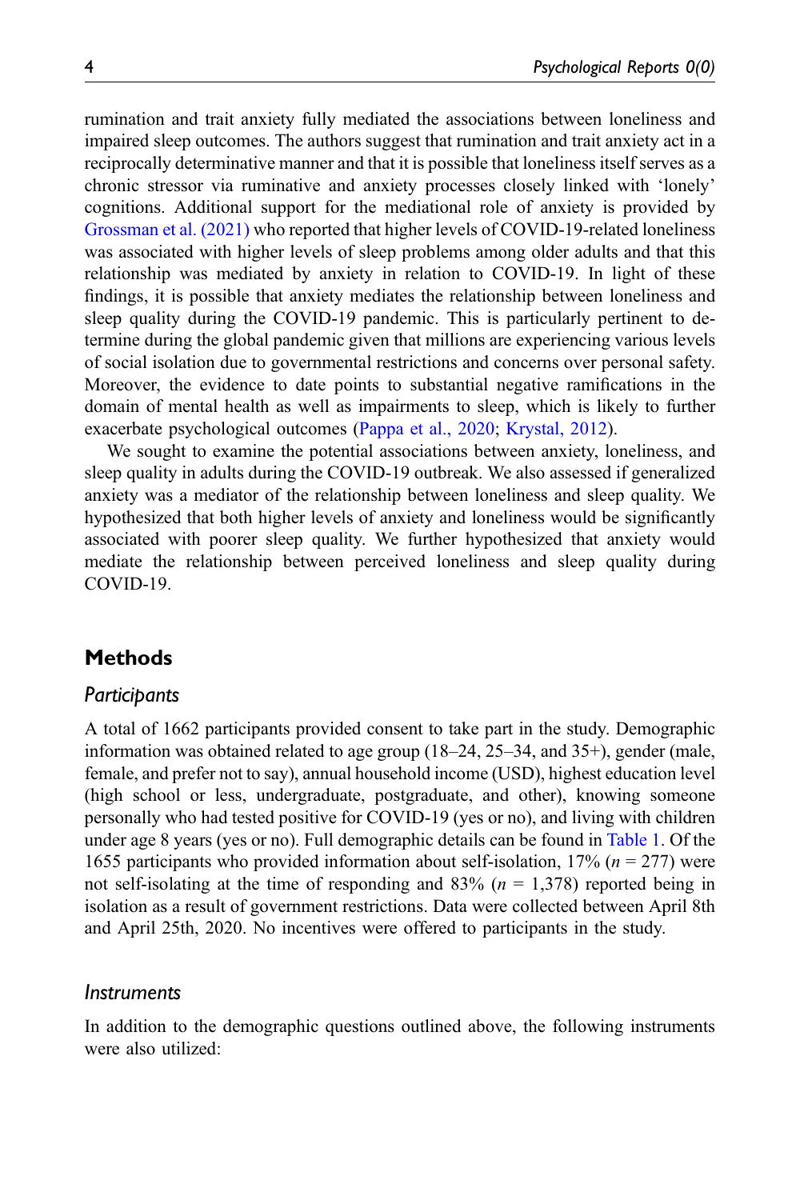rumination and trait anxiety fully mediated the associations between loneliness and impaired sleep outcomes. The authors suggest that rumination and trait anxiety act in a reciprocally determinative manner and that it is possible that loneliness itself serves as a chronic stressor via ruminative and anxiety processes closely linked with 'lonely' cognitions. Additional support for the mediational role of anxiety is provided by Grossman et al. (2021) who reported that higher levels of COVID-19-related loneliness was associated with higher levels of sleep problems among older adults and that this relationship was mediated by anxiety in relation to COVID-19. In light of these findings, it is possible that anxiety mediates the relationship between loneliness and sleep quality during the COVID-19 pandemic. This is particularly pertinent to determine during the global pandemic given that millions are experiencing various levels of social isolation due to governmental restrictions and concerns over personal safety. Moreover, the evidence to date points to substantial negative ramifications in the domain of mental health as well as impairments to sleep, which is likely to further exacerbate psychological outcomes (Pappa et al., 2020; Krystal, 2012).

We sought to examine the potential associations between anxiety, loneliness, and sleep quality in adults during the COVID-19 outbreak. We also assessed if generalized anxiety was a mediator of the relationship between loneliness and sleep quality. We hypothesized that both higher levels of anxiety and loneliness would be significantly associated with poorer sleep quality. We further hypothesized that anxiety would mediate the relationship between perceived loneliness and sleep quality during COVID-19.

## Methods

### *Participants*

A total of 1662 participants provided consent to take part in the study. Demographic information was obtained related to age group (18–24, 25–34, and 35+), gender (male, female, and prefer not to say), annual household income (USD), highest education level (high school or less, undergraduate, postgraduate, and other), knowing someone personally who had tested positive for COVID-19 (yes or no), and living with children under age 8 years (yes or no). Full demographic details can be found in Table 1. Of the 1655 participants who provided information about self-isolation, 17% ($n$ = 277) were not self-isolating at the time of responding and 83% ($n$ = 1,378) reported being in isolation as a result of government restrictions. Data were collected between April 8th and April 25th, 2020. No incentives were offered to participants in the study.

### *Instruments*

In addition to the demographic questions outlined above, the following instruments were also utilized: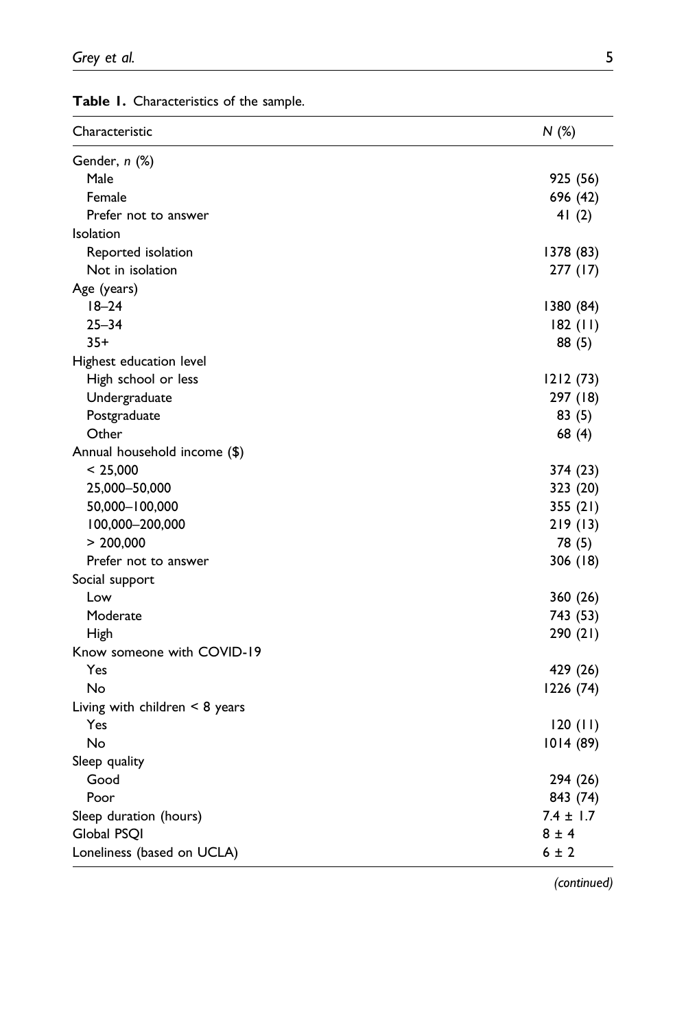**Table 1.** Characteristics of the sample.

| Characteristic | N (%) |
|---|---|
| Gender, *n* (%) | |
| Male | 925 (56) |
| Female | 696 (42) |
| Prefer not to answer | 41 (2) |
| Isolation | |
| Reported isolation | 1378 (83) |
| Not in isolation | 277 (17) |
| Age (years) | |
| 18–24 | 1380 (84) |
| 25–34 | 182 (11) |
| 35+ | 88 (5) |
| Highest education level | |
| High school or less | 1212 (73) |
| Undergraduate | 297 (18) |
| Postgraduate | 83 (5) |
| Other | 68 (4) |
| Annual household income ($) | |
| < 25,000 | 374 (23) |
| 25,000–50,000 | 323 (20) |
| 50,000–100,000 | 355 (21) |
| 100,000–200,000 | 219 (13) |
| > 200,000 | 78 (5) |
| Prefer not to answer | 306 (18) |
| Social support | |
| Low | 360 (26) |
| Moderate | 743 (53) |
| High | 290 (21) |
| Know someone with COVID-19 | |
| Yes | 429 (26) |
| No | 1226 (74) |
| Living with children < 8 years | |
| Yes | 120 (11) |
| No | 1014 (89) |
| Sleep quality | |
| Good | 294 (26) |
| Poor | 843 (74) |
| Sleep duration (hours) | 7.4 ± 1.7 |
| Global PSQI | 8 ± 4 |
| Loneliness (based on UCLA) | 6 ± 2 |

*(continued)*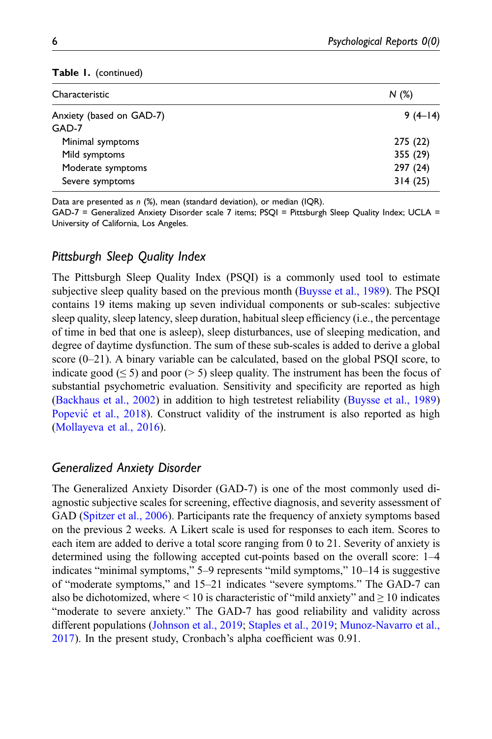**Table 1.** (continued)

| Characteristic | N (%) |
| --- | --- |
| Anxiety (based on GAD-7) | 9 (4–14) |
| GAD-7 | |
| Minimal symptoms | 275 (22) |
| Mild symptoms | 355 (29) |
| Moderate symptoms | 297 (24) |
| Severe symptoms | 314 (25) |

Data are presented as *n* (%), mean (standard deviation), or median (IQR).
GAD-7 = Generalized Anxiety Disorder scale 7 items; PSQI = Pittsburgh Sleep Quality Index; UCLA = University of California, Los Angeles.

## *Pittsburgh Sleep Quality Index*

The Pittsburgh Sleep Quality Index (PSQI) is a commonly used tool to estimate subjective sleep quality based on the previous month (Buysse et al., 1989). The PSQI contains 19 items making up seven individual components or sub-scales: subjective sleep quality, sleep latency, sleep duration, habitual sleep efficiency (i.e., the percentage of time in bed that one is asleep), sleep disturbances, use of sleeping medication, and degree of daytime dysfunction. The sum of these sub-scales is added to derive a global score (0–21). A binary variable can be calculated, based on the global PSQI score, to indicate good ($\leq 5$) and poor ($> 5$) sleep quality. The instrument has been the focus of substantial psychometric evaluation. Sensitivity and specificity are reported as high (Backhaus et al., 2002) in addition to high testretest reliability (Buysse et al., 1989) Popević et al., 2018). Construct validity of the instrument is also reported as high (Mollayeva et al., 2016).

## *Generalized Anxiety Disorder*

The Generalized Anxiety Disorder (GAD-7) is one of the most commonly used diagnostic subjective scales for screening, effective diagnosis, and severity assessment of GAD (Spitzer et al., 2006). Participants rate the frequency of anxiety symptoms based on the previous 2 weeks. A Likert scale is used for responses to each item. Scores to each item are added to derive a total score ranging from 0 to 21. Severity of anxiety is determined using the following accepted cut-points based on the overall score: 1–4 indicates "minimal symptoms," 5–9 represents "mild symptoms," 10–14 is suggestive of "moderate symptoms," and 15–21 indicates "severe symptoms." The GAD-7 can also be dichotomized, where $< 10$ is characteristic of "mild anxiety" and $\geq 10$ indicates "moderate to severe anxiety." The GAD-7 has good reliability and validity across different populations (Johnson et al., 2019; Staples et al., 2019; Munoz-Navarro et al., 2017). In the present study, Cronbach's alpha coefficient was 0.91.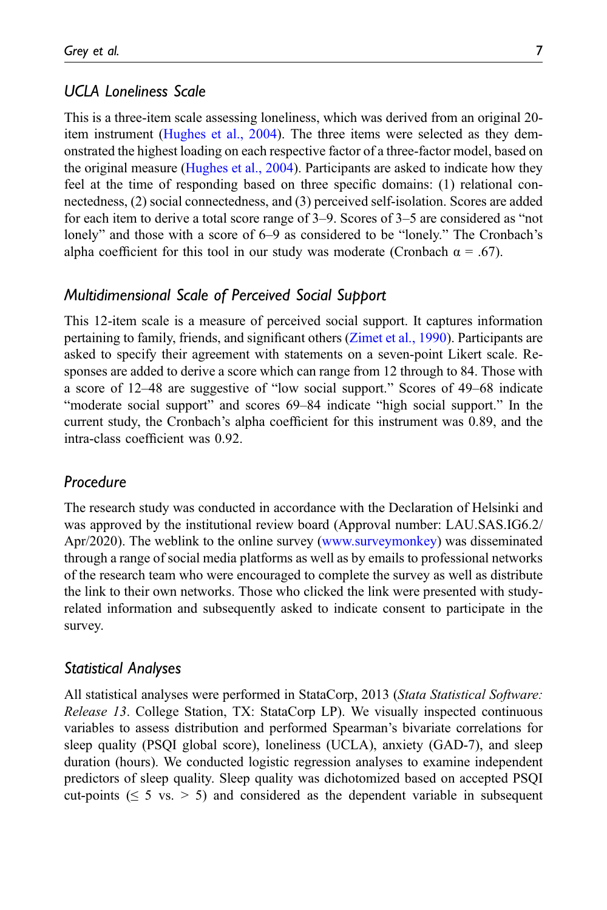### UCLA Loneliness Scale

This is a three-item scale assessing loneliness, which was derived from an original 20-item instrument (Hughes et al., 2004). The three items were selected as they demonstrated the highest loading on each respective factor of a three-factor model, based on the original measure (Hughes et al., 2004). Participants are asked to indicate how they feel at the time of responding based on three specific domains: (1) relational connectedness, (2) social connectedness, and (3) perceived self-isolation. Scores are added for each item to derive a total score range of 3–9. Scores of 3–5 are considered as "not lonely" and those with a score of 6–9 as considered to be "lonely." The Cronbach's alpha coefficient for this tool in our study was moderate (Cronbach $\alpha = .67$).

### Multidimensional Scale of Perceived Social Support

This 12-item scale is a measure of perceived social support. It captures information pertaining to family, friends, and significant others (Zimet et al., 1990). Participants are asked to specify their agreement with statements on a seven-point Likert scale. Responses are added to derive a score which can range from 12 through to 84. Those with a score of 12–48 are suggestive of "low social support." Scores of 49–68 indicate "moderate social support" and scores 69–84 indicate "high social support." In the current study, the Cronbach's alpha coefficient for this instrument was 0.89, and the intra-class coefficient was 0.92.

### Procedure

The research study was conducted in accordance with the Declaration of Helsinki and was approved by the institutional review board (Approval number: LAU.SAS.IG6.2/Apr/2020). The weblink to the online survey (www.surveymonkey) was disseminated through a range of social media platforms as well as by emails to professional networks of the research team who were encouraged to complete the survey as well as distribute the link to their own networks. Those who clicked the link were presented with study-related information and subsequently asked to indicate consent to participate in the survey.

### Statistical Analyses

All statistical analyses were performed in StataCorp, 2013 (*Stata Statistical Software: Release 13*. College Station, TX: StataCorp LP). We visually inspected continuous variables to assess distribution and performed Spearman's bivariate correlations for sleep quality (PSQI global score), loneliness (UCLA), anxiety (GAD-7), and sleep duration (hours). We conducted logistic regression analyses to examine independent predictors of sleep quality. Sleep quality was dichotomized based on accepted PSQI cut-points ($\leq 5$ vs. $> 5$) and considered as the dependent variable in subsequent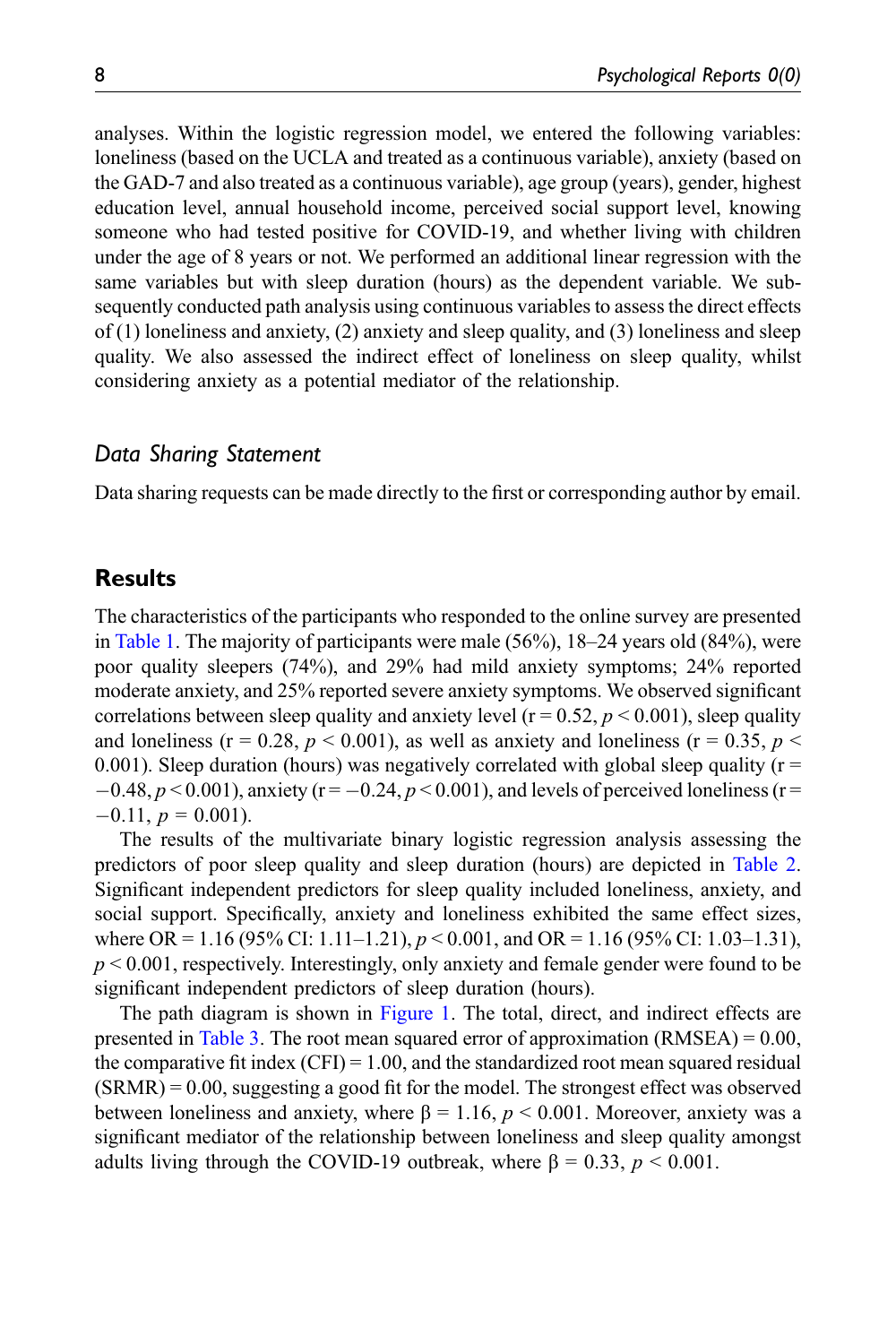analyses. Within the logistic regression model, we entered the following variables: loneliness (based on the UCLA and treated as a continuous variable), anxiety (based on the GAD-7 and also treated as a continuous variable), age group (years), gender, highest education level, annual household income, perceived social support level, knowing someone who had tested positive for COVID-19, and whether living with children under the age of 8 years or not. We performed an additional linear regression with the same variables but with sleep duration (hours) as the dependent variable. We subsequently conducted path analysis using continuous variables to assess the direct effects of (1) loneliness and anxiety, (2) anxiety and sleep quality, and (3) loneliness and sleep quality. We also assessed the indirect effect of loneliness on sleep quality, whilst considering anxiety as a potential mediator of the relationship.

### *Data Sharing Statement*

Data sharing requests can be made directly to the first or corresponding author by email.

## Results

The characteristics of the participants who responded to the online survey are presented in Table 1. The majority of participants were male (56%), 18–24 years old (84%), were poor quality sleepers (74%), and 29% had mild anxiety symptoms; 24% reported moderate anxiety, and 25% reported severe anxiety symptoms. We observed significant correlations between sleep quality and anxiety level ($r = 0.52$, $p < 0.001$), sleep quality and loneliness ($r = 0.28$, $p < 0.001$), as well as anxiety and loneliness ($r = 0.35$, $p < 0.001$). Sleep duration (hours) was negatively correlated with global sleep quality ($r = -0.48$, $p < 0.001$), anxiety ($r = -0.24$, $p < 0.001$), and levels of perceived loneliness ($r = -0.11$, $p = 0.001$).

The results of the multivariate binary logistic regression analysis assessing the predictors of poor sleep quality and sleep duration (hours) are depicted in Table 2. Significant independent predictors for sleep quality included loneliness, anxiety, and social support. Specifically, anxiety and loneliness exhibited the same effect sizes, where OR = 1.16 (95% CI: 1.11–1.21), $p < 0.001$, and OR = 1.16 (95% CI: 1.03–1.31), $p < 0.001$, respectively. Interestingly, only anxiety and female gender were found to be significant independent predictors of sleep duration (hours).

The path diagram is shown in Figure 1. The total, direct, and indirect effects are presented in Table 3. The root mean squared error of approximation (RMSEA) = 0.00, the comparative fit index (CFI) = 1.00, and the standardized root mean squared residual (SRMR) = 0.00, suggesting a good fit for the model. The strongest effect was observed between loneliness and anxiety, where $\beta = 1.16$, $p < 0.001$. Moreover, anxiety was a significant mediator of the relationship between loneliness and sleep quality amongst adults living through the COVID-19 outbreak, where $\beta = 0.33$, $p < 0.001$.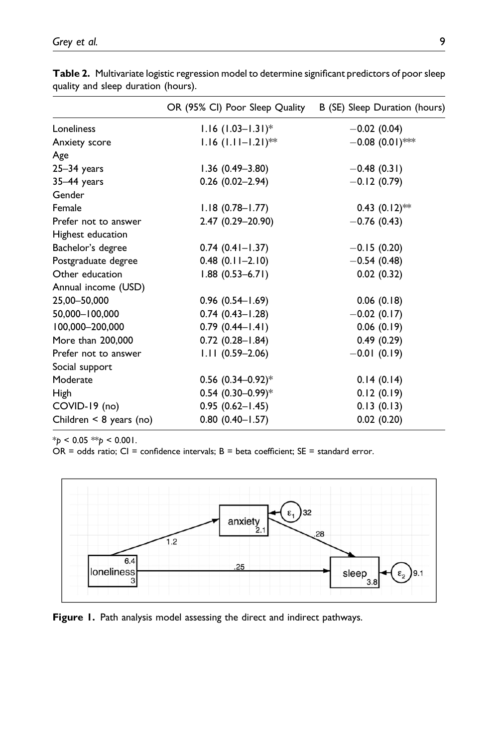**Table 2.** Multivariate logistic regression model to determine significant predictors of poor sleep quality and sleep duration (hours).

| | OR (95% CI) Poor Sleep Quality | B (SE) Sleep Duration (hours) |
|---|---|---|
| Loneliness | 1.16 (1.03–1.31)* | −0.02 (0.04) |
| Anxiety score | 1.16 (1.11–1.21)** | −0.08 (0.01)*** |
| Age | | |
| 25–34 years | 1.36 (0.49–3.80) | −0.48 (0.31) |
| 35–44 years | 0.26 (0.02–2.94) | −0.12 (0.79) |
| Gender | | |
| Female | 1.18 (0.78–1.77) | 0.43 (0.12)** |
| Prefer not to answer | 2.47 (0.29–20.90) | −0.76 (0.43) |
| Highest education | | |
| Bachelor's degree | 0.74 (0.41–1.37) | −0.15 (0.20) |
| Postgraduate degree | 0.48 (0.11–2.10) | −0.54 (0.48) |
| Other education | 1.88 (0.53–6.71) | 0.02 (0.32) |
| Annual income (USD) | | |
| 25,00–50,000 | 0.96 (0.54–1.69) | 0.06 (0.18) |
| 50,000–100,000 | 0.74 (0.43–1.28) | −0.02 (0.17) |
| 100,000–200,000 | 0.79 (0.44–1.41) | 0.06 (0.19) |
| More than 200,000 | 0.72 (0.28–1.84) | 0.49 (0.29) |
| Prefer not to answer | 1.11 (0.59–2.06) | −0.01 (0.19) |
| Social support | | |
| Moderate | 0.56 (0.34–0.92)* | 0.14 (0.14) |
| High | 0.54 (0.30–0.99)* | 0.12 (0.19) |
| COVID-19 (no) | 0.95 (0.62–1.45) | 0.13 (0.13) |
| Children < 8 years (no) | 0.80 (0.40–1.57) | 0.02 (0.20) |

*$p < 0.05$ **$p < 0.001$.
OR = odds ratio; CI = confidence intervals; B = beta coefficient; SE = standard error.

**Figure 1.** Path analysis model assessing the direct and indirect pathways.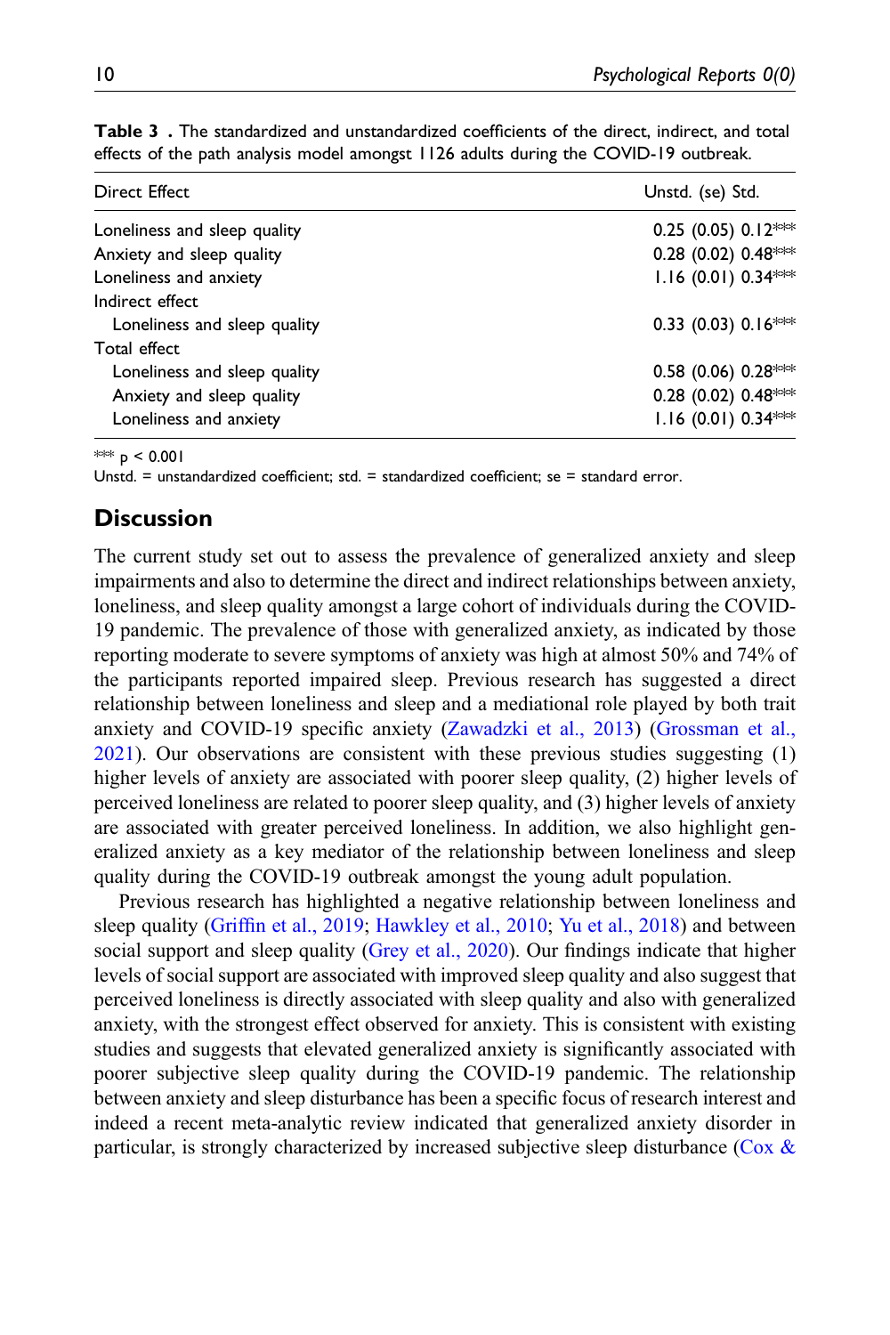**Table 3 .** The standardized and unstandardized coefficients of the direct, indirect, and total effects of the path analysis model amongst 1126 adults during the COVID-19 outbreak.

| Direct Effect | Unstd. (se) Std. |
|---|---|
| Loneliness and sleep quality | 0.25 (0.05) 0.12*** |
| Anxiety and sleep quality | 0.28 (0.02) 0.48*** |
| Loneliness and anxiety | 1.16 (0.01) 0.34*** |
| Indirect effect | |
| Loneliness and sleep quality | 0.33 (0.03) 0.16*** |
| Total effect | |
| Loneliness and sleep quality | 0.58 (0.06) 0.28*** |
| Anxiety and sleep quality | 0.28 (0.02) 0.48*** |
| Loneliness and anxiety | 1.16 (0.01) 0.34*** |

*** $p < 0.001$

Unstd. = unstandardized coefficient; std. = standardized coefficient; se = standard error.

## Discussion

The current study set out to assess the prevalence of generalized anxiety and sleep impairments and also to determine the direct and indirect relationships between anxiety, loneliness, and sleep quality amongst a large cohort of individuals during the COVID-19 pandemic. The prevalence of those with generalized anxiety, as indicated by those reporting moderate to severe symptoms of anxiety was high at almost 50% and 74% of the participants reported impaired sleep. Previous research has suggested a direct relationship between loneliness and sleep and a mediational role played by both trait anxiety and COVID-19 specific anxiety (Zawadzki et al., 2013) (Grossman et al., 2021). Our observations are consistent with these previous studies suggesting (1) higher levels of anxiety are associated with poorer sleep quality, (2) higher levels of perceived loneliness are related to poorer sleep quality, and (3) higher levels of anxiety are associated with greater perceived loneliness. In addition, we also highlight generalized anxiety as a key mediator of the relationship between loneliness and sleep quality during the COVID-19 outbreak amongst the young adult population.

Previous research has highlighted a negative relationship between loneliness and sleep quality (Griffin et al., 2019; Hawkley et al., 2010; Yu et al., 2018) and between social support and sleep quality (Grey et al., 2020). Our findings indicate that higher levels of social support are associated with improved sleep quality and also suggest that perceived loneliness is directly associated with sleep quality and also with generalized anxiety, with the strongest effect observed for anxiety. This is consistent with existing studies and suggests that elevated generalized anxiety is significantly associated with poorer subjective sleep quality during the COVID-19 pandemic. The relationship between anxiety and sleep disturbance has been a specific focus of research interest and indeed a recent meta-analytic review indicated that generalized anxiety disorder in particular, is strongly characterized by increased subjective sleep disturbance (Cox &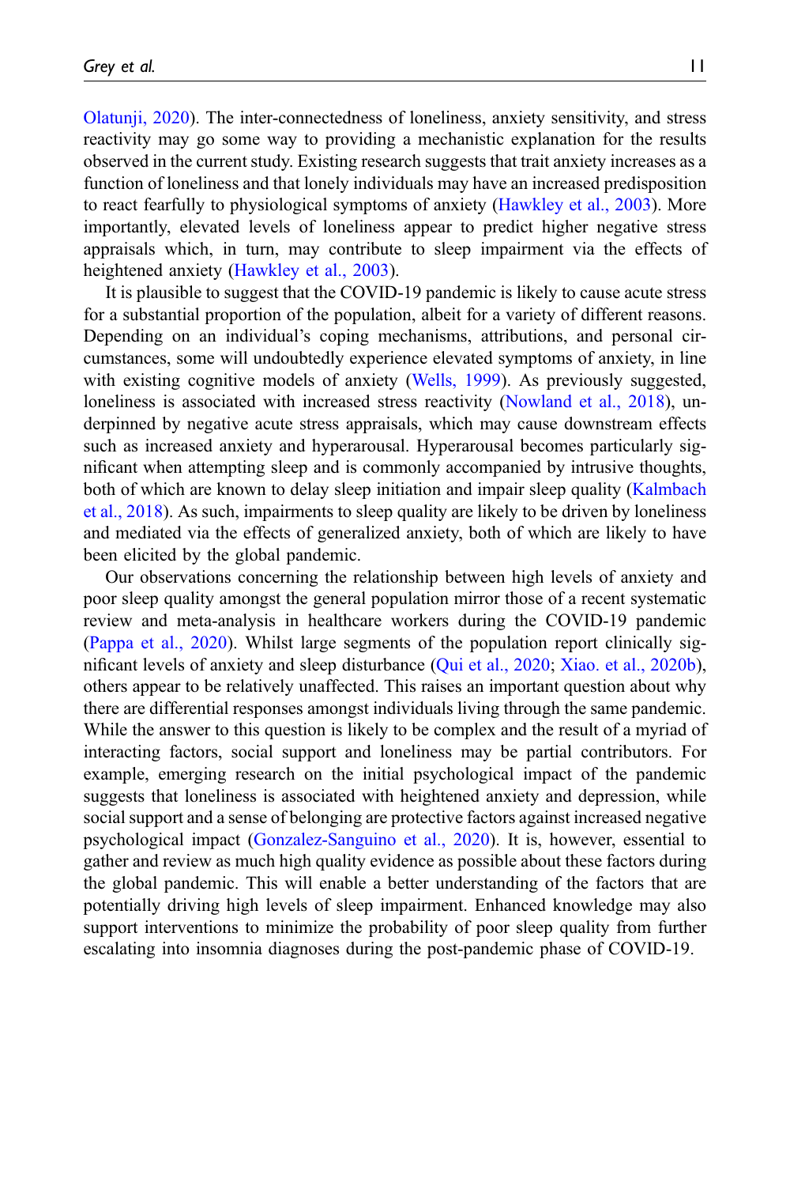Olatunji, 2020). The inter-connectedness of loneliness, anxiety sensitivity, and stress reactivity may go some way to providing a mechanistic explanation for the results observed in the current study. Existing research suggests that trait anxiety increases as a function of loneliness and that lonely individuals may have an increased predisposition to react fearfully to physiological symptoms of anxiety (Hawkley et al., 2003). More importantly, elevated levels of loneliness appear to predict higher negative stress appraisals which, in turn, may contribute to sleep impairment via the effects of heightened anxiety (Hawkley et al., 2003).

It is plausible to suggest that the COVID-19 pandemic is likely to cause acute stress for a substantial proportion of the population, albeit for a variety of different reasons. Depending on an individual's coping mechanisms, attributions, and personal circumstances, some will undoubtedly experience elevated symptoms of anxiety, in line with existing cognitive models of anxiety (Wells, 1999). As previously suggested, loneliness is associated with increased stress reactivity (Nowland et al., 2018), underpinned by negative acute stress appraisals, which may cause downstream effects such as increased anxiety and hyperarousal. Hyperarousal becomes particularly significant when attempting sleep and is commonly accompanied by intrusive thoughts, both of which are known to delay sleep initiation and impair sleep quality (Kalmbach et al., 2018). As such, impairments to sleep quality are likely to be driven by loneliness and mediated via the effects of generalized anxiety, both of which are likely to have been elicited by the global pandemic.

Our observations concerning the relationship between high levels of anxiety and poor sleep quality amongst the general population mirror those of a recent systematic review and meta-analysis in healthcare workers during the COVID-19 pandemic (Pappa et al., 2020). Whilst large segments of the population report clinically significant levels of anxiety and sleep disturbance (Qui et al., 2020; Xiao. et al., 2020b), others appear to be relatively unaffected. This raises an important question about why there are differential responses amongst individuals living through the same pandemic. While the answer to this question is likely to be complex and the result of a myriad of interacting factors, social support and loneliness may be partial contributors. For example, emerging research on the initial psychological impact of the pandemic suggests that loneliness is associated with heightened anxiety and depression, while social support and a sense of belonging are protective factors against increased negative psychological impact (Gonzalez-Sanguino et al., 2020). It is, however, essential to gather and review as much high quality evidence as possible about these factors during the global pandemic. This will enable a better understanding of the factors that are potentially driving high levels of sleep impairment. Enhanced knowledge may also support interventions to minimize the probability of poor sleep quality from further escalating into insomnia diagnoses during the post-pandemic phase of COVID-19.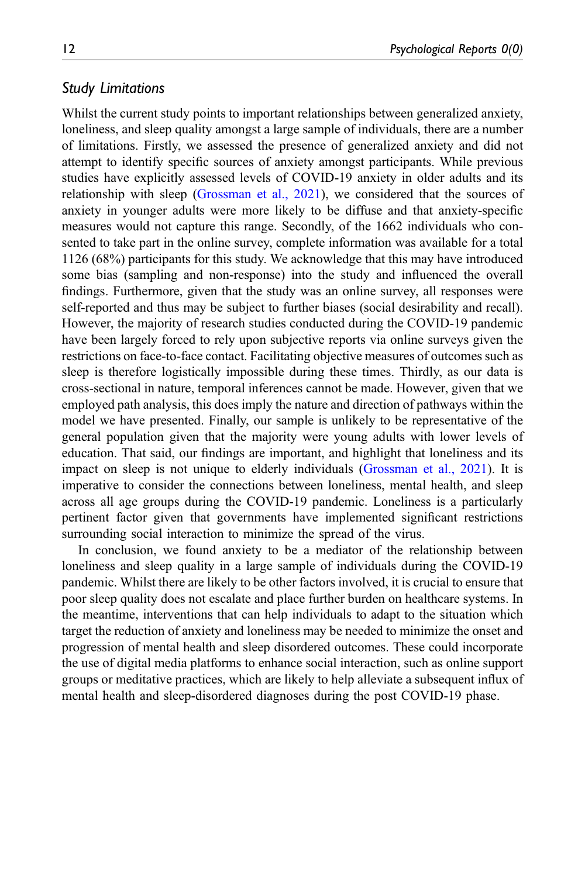### *Study Limitations*

Whilst the current study points to important relationships between generalized anxiety, loneliness, and sleep quality amongst a large sample of individuals, there are a number of limitations. Firstly, we assessed the presence of generalized anxiety and did not attempt to identify specific sources of anxiety amongst participants. While previous studies have explicitly assessed levels of COVID-19 anxiety in older adults and its relationship with sleep (Grossman et al., 2021), we considered that the sources of anxiety in younger adults were more likely to be diffuse and that anxiety-specific measures would not capture this range. Secondly, of the 1662 individuals who consented to take part in the online survey, complete information was available for a total 1126 (68%) participants for this study. We acknowledge that this may have introduced some bias (sampling and non-response) into the study and influenced the overall findings. Furthermore, given that the study was an online survey, all responses were self-reported and thus may be subject to further biases (social desirability and recall). However, the majority of research studies conducted during the COVID-19 pandemic have been largely forced to rely upon subjective reports via online surveys given the restrictions on face-to-face contact. Facilitating objective measures of outcomes such as sleep is therefore logistically impossible during these times. Thirdly, as our data is cross-sectional in nature, temporal inferences cannot be made. However, given that we employed path analysis, this does imply the nature and direction of pathways within the model we have presented. Finally, our sample is unlikely to be representative of the general population given that the majority were young adults with lower levels of education. That said, our findings are important, and highlight that loneliness and its impact on sleep is not unique to elderly individuals (Grossman et al., 2021). It is imperative to consider the connections between loneliness, mental health, and sleep across all age groups during the COVID-19 pandemic. Loneliness is a particularly pertinent factor given that governments have implemented significant restrictions surrounding social interaction to minimize the spread of the virus.

In conclusion, we found anxiety to be a mediator of the relationship between loneliness and sleep quality in a large sample of individuals during the COVID-19 pandemic. Whilst there are likely to be other factors involved, it is crucial to ensure that poor sleep quality does not escalate and place further burden on healthcare systems. In the meantime, interventions that can help individuals to adapt to the situation which target the reduction of anxiety and loneliness may be needed to minimize the onset and progression of mental health and sleep disordered outcomes. These could incorporate the use of digital media platforms to enhance social interaction, such as online support groups or meditative practices, which are likely to help alleviate a subsequent influx of mental health and sleep-disordered diagnoses during the post COVID-19 phase.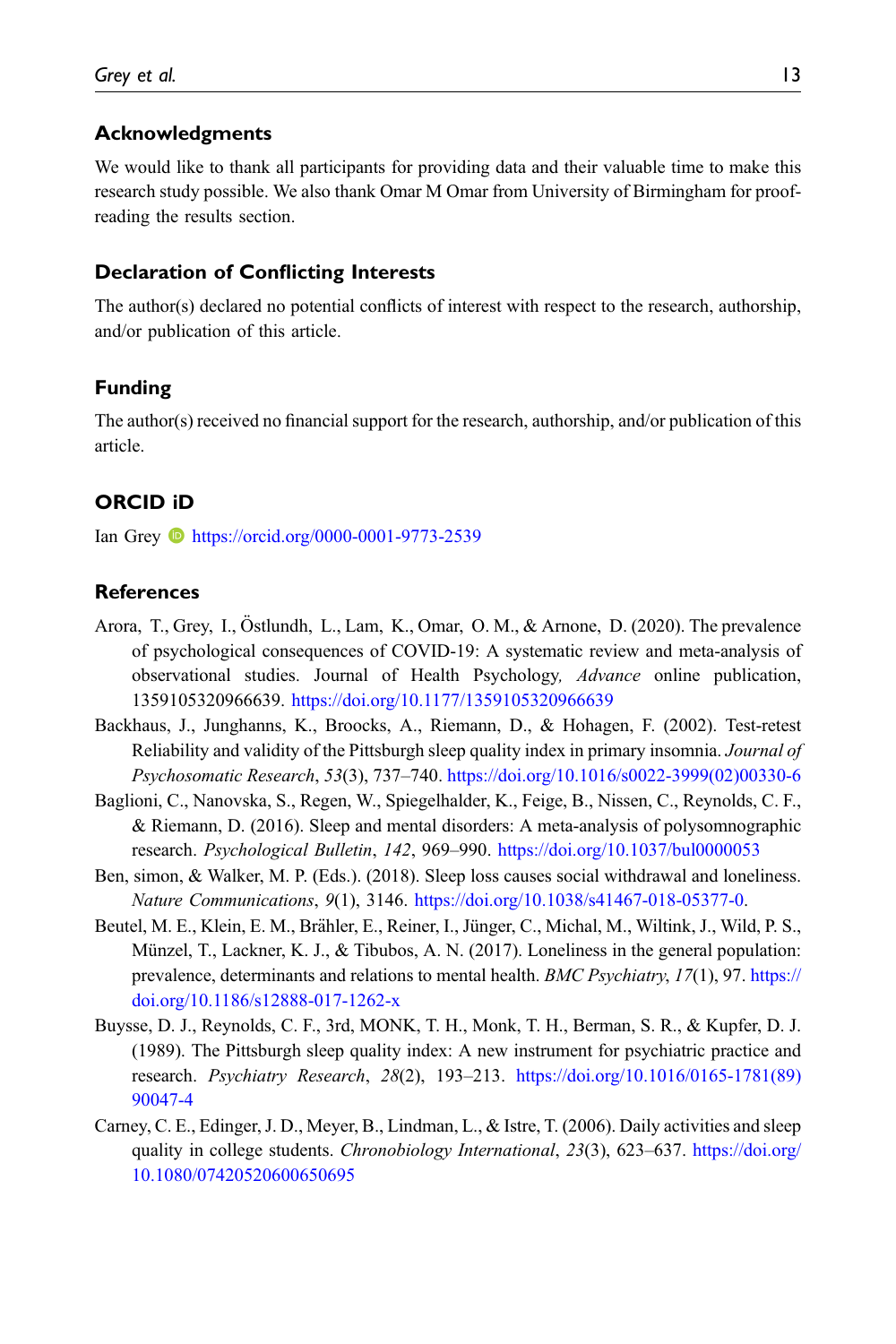## Acknowledgments

We would like to thank all participants for providing data and their valuable time to make this research study possible. We also thank Omar M Omar from University of Birmingham for proof-reading the results section.

## Declaration of Conflicting Interests

The author(s) declared no potential conflicts of interest with respect to the research, authorship, and/or publication of this article.

## Funding

The author(s) received no financial support for the research, authorship, and/or publication of this article.

## ORCID iD

Ian Grey https://orcid.org/0000-0001-9773-2539

## References

Arora, T., Grey, I., Östlundh, L., Lam, K., Omar, O. M., & Arnone, D. (2020). The prevalence of psychological consequences of COVID-19: A systematic review and meta-analysis of observational studies. Journal of Health Psychology, *Advance* online publication, 1359105320966639. https://doi.org/10.1177/1359105320966639

Backhaus, J., Junghanns, K., Broocks, A., Riemann, D., & Hohagen, F. (2002). Test-retest Reliability and validity of the Pittsburgh sleep quality index in primary insomnia. *Journal of Psychosomatic Research*, *53*(3), 737–740. https://doi.org/10.1016/s0022-3999(02)00330-6

Baglioni, C., Nanovska, S., Regen, W., Spiegelhalder, K., Feige, B., Nissen, C., Reynolds, C. F., & Riemann, D. (2016). Sleep and mental disorders: A meta-analysis of polysomnographic research. *Psychological Bulletin*, *142*, 969–990. https://doi.org/10.1037/bul0000053

Ben, simon, & Walker, M. P. (Eds.). (2018). Sleep loss causes social withdrawal and loneliness. *Nature Communications*, *9*(1), 3146. https://doi.org/10.1038/s41467-018-05377-0.

Beutel, M. E., Klein, E. M., Brähler, E., Reiner, I., Jünger, C., Michal, M., Wiltink, J., Wild, P. S., Münzel, T., Lackner, K. J., & Tibubos, A. N. (2017). Loneliness in the general population: prevalence, determinants and relations to mental health. *BMC Psychiatry*, *17*(1), 97. https://doi.org/10.1186/s12888-017-1262-x

Buysse, D. J., Reynolds, C. F., 3rd, MONK, T. H., Monk, T. H., Berman, S. R., & Kupfer, D. J. (1989). The Pittsburgh sleep quality index: A new instrument for psychiatric practice and research. *Psychiatry Research*, *28*(2), 193–213. https://doi.org/10.1016/0165-1781(89)90047-4

Carney, C. E., Edinger, J. D., Meyer, B., Lindman, L., & Istre, T. (2006). Daily activities and sleep quality in college students. *Chronobiology International*, *23*(3), 623–637. https://doi.org/10.1080/07420520600650695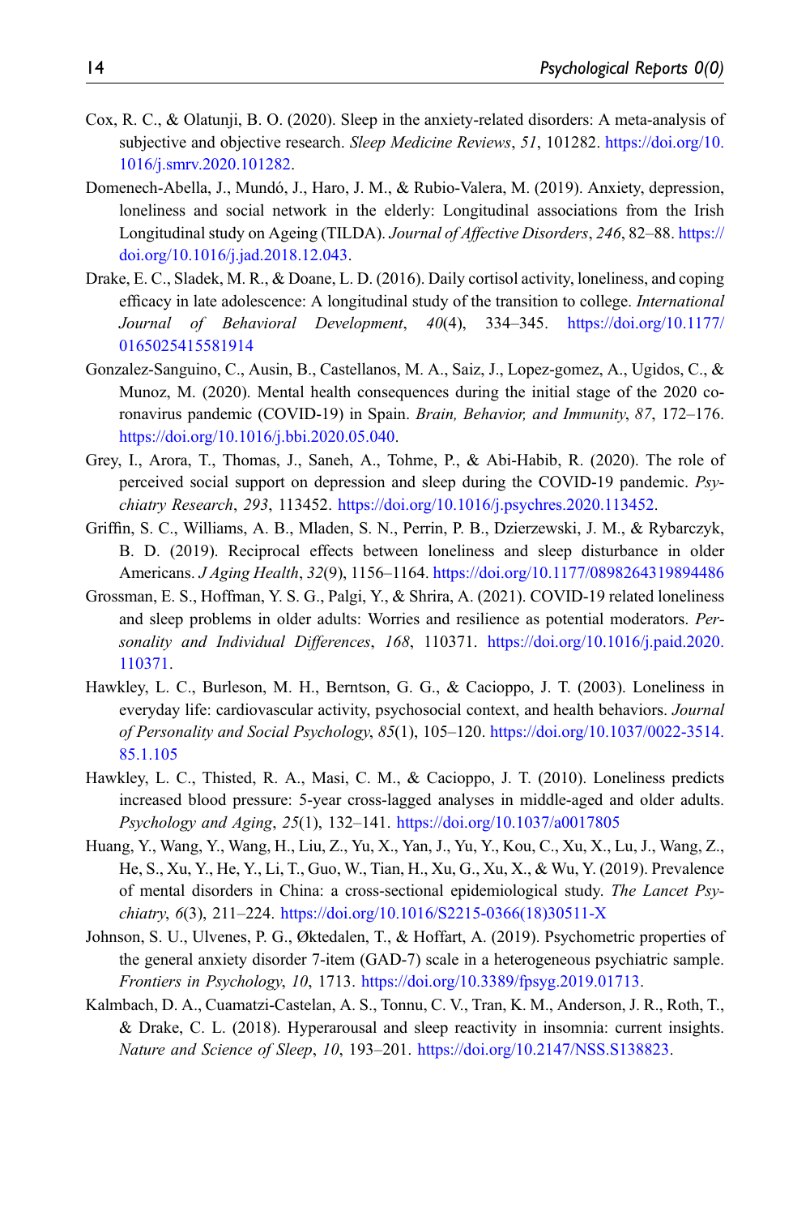Cox, R. C., & Olatunji, B. O. (2020). Sleep in the anxiety-related disorders: A meta-analysis of subjective and objective research. *Sleep Medicine Reviews*, *51*, 101282. https://doi.org/10.1016/j.smrv.2020.101282.

Domenech-Abella, J., Mundó, J., Haro, J. M., & Rubio-Valera, M. (2019). Anxiety, depression, loneliness and social network in the elderly: Longitudinal associations from the Irish Longitudinal study on Ageing (TILDA). *Journal of Affective Disorders*, *246*, 82–88. https://doi.org/10.1016/j.jad.2018.12.043.

Drake, E. C., Sladek, M. R., & Doane, L. D. (2016). Daily cortisol activity, loneliness, and coping efficacy in late adolescence: A longitudinal study of the transition to college. *International Journal of Behavioral Development*, *40*(4), 334–345. https://doi.org/10.1177/0165025415581914

Gonzalez-Sanguino, C., Ausin, B., Castellanos, M. A., Saiz, J., Lopez-gomez, A., Ugidos, C., & Munoz, M. (2020). Mental health consequences during the initial stage of the 2020 coronavirus pandemic (COVID-19) in Spain. *Brain, Behavior, and Immunity*, *87*, 172–176. https://doi.org/10.1016/j.bbi.2020.05.040.

Grey, I., Arora, T., Thomas, J., Saneh, A., Tohme, P., & Abi-Habib, R. (2020). The role of perceived social support on depression and sleep during the COVID-19 pandemic. *Psychiatry Research*, *293*, 113452. https://doi.org/10.1016/j.psychres.2020.113452.

Griffin, S. C., Williams, A. B., Mladen, S. N., Perrin, P. B., Dzierzewski, J. M., & Rybarczyk, B. D. (2019). Reciprocal effects between loneliness and sleep disturbance in older Americans. *J Aging Health*, *32*(9), 1156–1164. https://doi.org/10.1177/0898264319894486

Grossman, E. S., Hoffman, Y. S. G., Palgi, Y., & Shrira, A. (2021). COVID-19 related loneliness and sleep problems in older adults: Worries and resilience as potential moderators. *Personality and Individual Differences*, *168*, 110371. https://doi.org/10.1016/j.paid.2020.110371.

Hawkley, L. C., Burleson, M. H., Berntson, G. G., & Cacioppo, J. T. (2003). Loneliness in everyday life: cardiovascular activity, psychosocial context, and health behaviors. *Journal of Personality and Social Psychology*, *85*(1), 105–120. https://doi.org/10.1037/0022-3514.85.1.105

Hawkley, L. C., Thisted, R. A., Masi, C. M., & Cacioppo, J. T. (2010). Loneliness predicts increased blood pressure: 5-year cross-lagged analyses in middle-aged and older adults. *Psychology and Aging*, *25*(1), 132–141. https://doi.org/10.1037/a0017805

Huang, Y., Wang, Y., Wang, H., Liu, Z., Yu, X., Yan, J., Yu, Y., Kou, C., Xu, X., Lu, J., Wang, Z., He, S., Xu, Y., He, Y., Li, T., Guo, W., Tian, H., Xu, G., Xu, X., & Wu, Y. (2019). Prevalence of mental disorders in China: a cross-sectional epidemiological study. *The Lancet Psychiatry*, *6*(3), 211–224. https://doi.org/10.1016/S2215-0366(18)30511-X

Johnson, S. U., Ulvenes, P. G., Øktedalen, T., & Hoffart, A. (2019). Psychometric properties of the general anxiety disorder 7-item (GAD-7) scale in a heterogeneous psychiatric sample. *Frontiers in Psychology*, *10*, 1713. https://doi.org/10.3389/fpsyg.2019.01713.

Kalmbach, D. A., Cuamatzi-Castelan, A. S., Tonnu, C. V., Tran, K. M., Anderson, J. R., Roth, T., & Drake, C. L. (2018). Hyperarousal and sleep reactivity in insomnia: current insights. *Nature and Science of Sleep*, *10*, 193–201. https://doi.org/10.2147/NSS.S138823.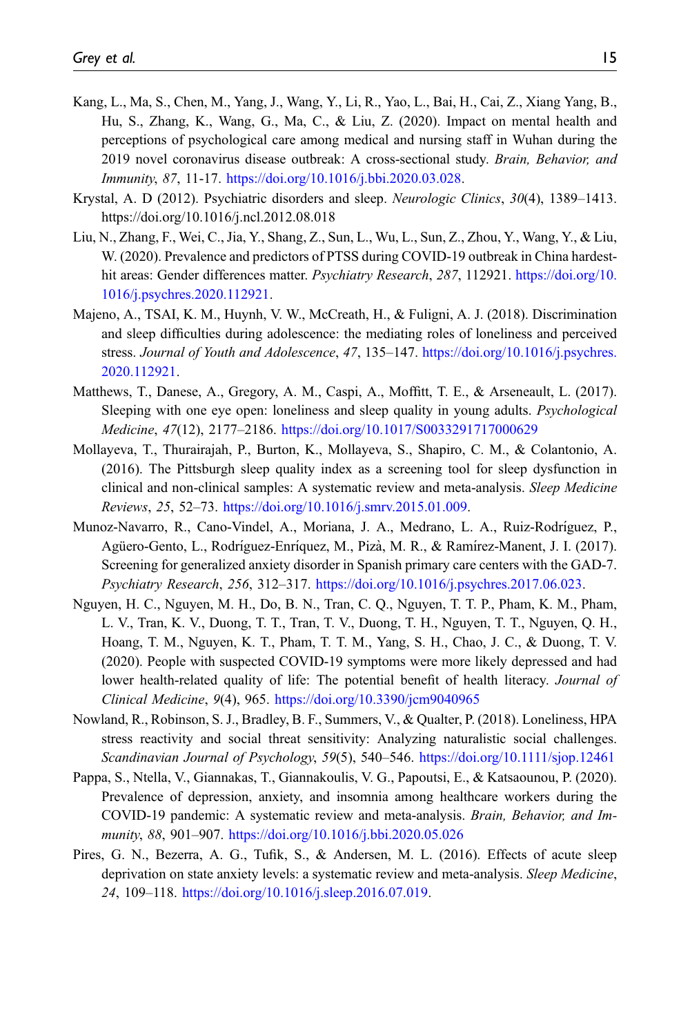Kang, L., Ma, S., Chen, M., Yang, J., Wang, Y., Li, R., Yao, L., Bai, H., Cai, Z., Xiang Yang, B., Hu, S., Zhang, K., Wang, G., Ma, C., & Liu, Z. (2020). Impact on mental health and perceptions of psychological care among medical and nursing staff in Wuhan during the 2019 novel coronavirus disease outbreak: A cross-sectional study. *Brain, Behavior, and Immunity*, *87*, 11-17. https://doi.org/10.1016/j.bbi.2020.03.028.

Krystal, A. D (2012). Psychiatric disorders and sleep. *Neurologic Clinics*, *30*(4), 1389–1413. https://doi.org/10.1016/j.ncl.2012.08.018

Liu, N., Zhang, F., Wei, C., Jia, Y., Shang, Z., Sun, L., Wu, L., Sun, Z., Zhou, Y., Wang, Y., & Liu, W. (2020). Prevalence and predictors of PTSS during COVID-19 outbreak in China hardest-hit areas: Gender differences matter. *Psychiatry Research*, *287*, 112921. https://doi.org/10.1016/j.psychres.2020.112921.

Majeno, A., TSAI, K. M., Huynh, V. W., McCreath, H., & Fuligni, A. J. (2018). Discrimination and sleep difficulties during adolescence: the mediating roles of loneliness and perceived stress. *Journal of Youth and Adolescence*, *47*, 135–147. https://doi.org/10.1016/j.psychres.2020.112921.

Matthews, T., Danese, A., Gregory, A. M., Caspi, A., Moffitt, T. E., & Arseneault, L. (2017). Sleeping with one eye open: loneliness and sleep quality in young adults. *Psychological Medicine*, *47*(12), 2177–2186. https://doi.org/10.1017/S0033291717000629

Mollayeva, T., Thurairajah, P., Burton, K., Mollayeva, S., Shapiro, C. M., & Colantonio, A. (2016). The Pittsburgh sleep quality index as a screening tool for sleep dysfunction in clinical and non-clinical samples: A systematic review and meta-analysis. *Sleep Medicine Reviews*, *25*, 52–73. https://doi.org/10.1016/j.smrv.2015.01.009.

Munoz-Navarro, R., Cano-Vindel, A., Moriana, J. A., Medrano, L. A., Ruiz-Rodríguez, P., Agüero-Gento, L., Rodríguez-Enríquez, M., Pizà, M. R., & Ramírez-Manent, J. I. (2017). Screening for generalized anxiety disorder in Spanish primary care centers with the GAD-7. *Psychiatry Research*, *256*, 312–317. https://doi.org/10.1016/j.psychres.2017.06.023.

Nguyen, H. C., Nguyen, M. H., Do, B. N., Tran, C. Q., Nguyen, T. T. P., Pham, K. M., Pham, L. V., Tran, K. V., Duong, T. T., Tran, T. V., Duong, T. H., Nguyen, T. T., Nguyen, Q. H., Hoang, T. M., Nguyen, K. T., Pham, T. T. M., Yang, S. H., Chao, J. C., & Duong, T. V. (2020). People with suspected COVID-19 symptoms were more likely depressed and had lower health-related quality of life: The potential benefit of health literacy. *Journal of Clinical Medicine*, *9*(4), 965. https://doi.org/10.3390/jcm9040965

Nowland, R., Robinson, S. J., Bradley, B. F., Summers, V., & Qualter, P. (2018). Loneliness, HPA stress reactivity and social threat sensitivity: Analyzing naturalistic social challenges. *Scandinavian Journal of Psychology*, *59*(5), 540–546. https://doi.org/10.1111/sjop.12461

Pappa, S., Ntella, V., Giannakas, T., Giannakoulis, V. G., Papoutsi, E., & Katsaounou, P. (2020). Prevalence of depression, anxiety, and insomnia among healthcare workers during the COVID-19 pandemic: A systematic review and meta-analysis. *Brain, Behavior, and Immunity*, *88*, 901–907. https://doi.org/10.1016/j.bbi.2020.05.026

Pires, G. N., Bezerra, A. G., Tufik, S., & Andersen, M. L. (2016). Effects of acute sleep deprivation on state anxiety levels: a systematic review and meta-analysis. *Sleep Medicine*, *24*, 109–118. https://doi.org/10.1016/j.sleep.2016.07.019.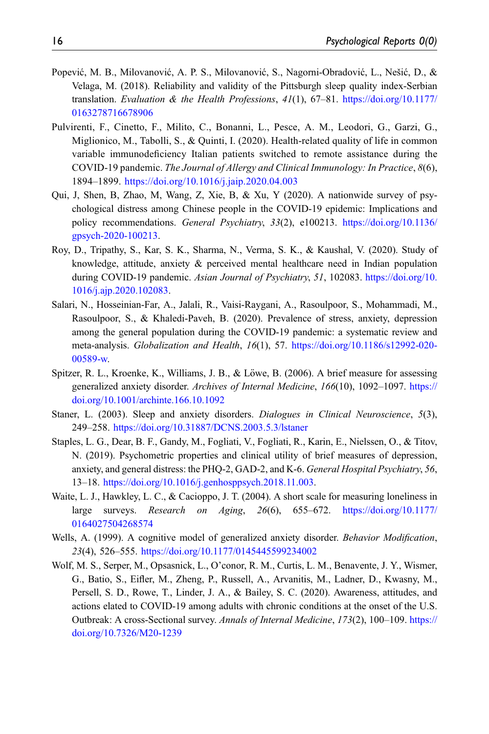Popević, M. B., Milovanović, A. P. S., Milovanović, S., Nagorni-Obradović, L., Nešić, D., & Velaga, M. (2018). Reliability and validity of the Pittsburgh sleep quality index-Serbian translation. *Evaluation & the Health Professions*, *41*(1), 67–81. https://doi.org/10.1177/0163278716678906

Pulvirenti, F., Cinetto, F., Milito, C., Bonanni, L., Pesce, A. M., Leodori, G., Garzi, G., Miglionico, M., Tabolli, S., & Quinti, I. (2020). Health-related quality of life in common variable immunodeficiency Italian patients switched to remote assistance during the COVID-19 pandemic. *The Journal of Allergy and Clinical Immunology: In Practice*, *8*(6), 1894–1899. https://doi.org/10.1016/j.jaip.2020.04.003

Qui, J, Shen, B, Zhao, M, Wang, Z, Xie, B, & Xu, Y (2020). A nationwide survey of psychological distress among Chinese people in the COVID-19 epidemic: Implications and policy recommendations. *General Psychiatry*, *33*(2), e100213. https://doi.org/10.1136/gpsych-2020-100213.

Roy, D., Tripathy, S., Kar, S. K., Sharma, N., Verma, S. K., & Kaushal, V. (2020). Study of knowledge, attitude, anxiety & perceived mental healthcare need in Indian population during COVID-19 pandemic. *Asian Journal of Psychiatry*, *51*, 102083. https://doi.org/10.1016/j.ajp.2020.102083.

Salari, N., Hosseinian-Far, A., Jalali, R., Vaisi-Raygani, A., Rasoulpoor, S., Mohammadi, M., Rasoulpoor, S., & Khaledi-Paveh, B. (2020). Prevalence of stress, anxiety, depression among the general population during the COVID-19 pandemic: a systematic review and meta-analysis. *Globalization and Health*, *16*(1), 57. https://doi.org/10.1186/s12992-020-00589-w.

Spitzer, R. L., Kroenke, K., Williams, J. B., & Löwe, B. (2006). A brief measure for assessing generalized anxiety disorder. *Archives of Internal Medicine*, *166*(10), 1092–1097. https://doi.org/10.1001/archinte.166.10.1092

Staner, L. (2003). Sleep and anxiety disorders. *Dialogues in Clinical Neuroscience*, *5*(3), 249–258. https://doi.org/10.31887/DCNS.2003.5.3/lstaner

Staples, L. G., Dear, B. F., Gandy, M., Fogliati, V., Fogliati, R., Karin, E., Nielssen, O., & Titov, N. (2019). Psychometric properties and clinical utility of brief measures of depression, anxiety, and general distress: the PHQ-2, GAD-2, and K-6. *General Hospital Psychiatry*, *56*, 13–18. https://doi.org/10.1016/j.genhosppsych.2018.11.003.

Waite, L. J., Hawkley, L. C., & Cacioppo, J. T. (2004). A short scale for measuring loneliness in large surveys. *Research on Aging*, *26*(6), 655–672. https://doi.org/10.1177/0164027504268574

Wells, A. (1999). A cognitive model of generalized anxiety disorder. *Behavior Modification*, *23*(4), 526–555. https://doi.org/10.1177/0145445599234002

Wolf, M. S., Serper, M., Opsasnick, L., O'conor, R. M., Curtis, L. M., Benavente, J. Y., Wismer, G., Batio, S., Eifler, M., Zheng, P., Russell, A., Arvanitis, M., Ladner, D., Kwasny, M., Persell, S. D., Rowe, T., Linder, J. A., & Bailey, S. C. (2020). Awareness, attitudes, and actions elated to COVID-19 among adults with chronic conditions at the onset of the U.S. Outbreak: A cross-Sectional survey. *Annals of Internal Medicine*, *173*(2), 100–109. https://doi.org/10.7326/M20-1239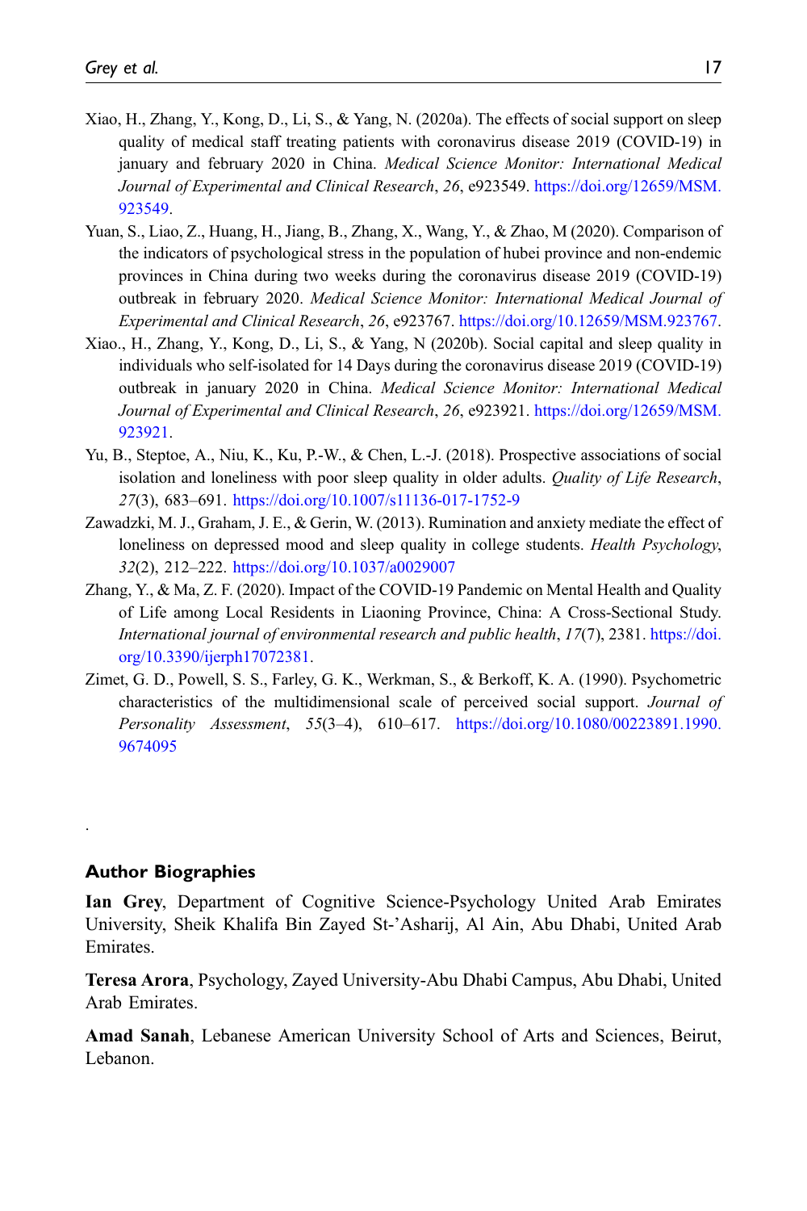Xiao, H., Zhang, Y., Kong, D., Li, S., & Yang, N. (2020a). The effects of social support on sleep quality of medical staff treating patients with coronavirus disease 2019 (COVID-19) in january and february 2020 in China. *Medical Science Monitor: International Medical Journal of Experimental and Clinical Research*, *26*, e923549. https://doi.org/12659/MSM.923549.

Yuan, S., Liao, Z., Huang, H., Jiang, B., Zhang, X., Wang, Y., & Zhao, M (2020). Comparison of the indicators of psychological stress in the population of hubei province and non-endemic provinces in China during two weeks during the coronavirus disease 2019 (COVID-19) outbreak in february 2020. *Medical Science Monitor: International Medical Journal of Experimental and Clinical Research*, *26*, e923767. https://doi.org/10.12659/MSM.923767.

Xiao., H., Zhang, Y., Kong, D., Li, S., & Yang, N (2020b). Social capital and sleep quality in individuals who self-isolated for 14 Days during the coronavirus disease 2019 (COVID-19) outbreak in january 2020 in China. *Medical Science Monitor: International Medical Journal of Experimental and Clinical Research*, *26*, e923921. https://doi.org/12659/MSM.923921.

Yu, B., Steptoe, A., Niu, K., Ku, P.-W., & Chen, L.-J. (2018). Prospective associations of social isolation and loneliness with poor sleep quality in older adults. *Quality of Life Research*, *27*(3), 683–691. https://doi.org/10.1007/s11136-017-1752-9

Zawadzki, M. J., Graham, J. E., & Gerin, W. (2013). Rumination and anxiety mediate the effect of loneliness on depressed mood and sleep quality in college students. *Health Psychology*, *32*(2), 212–222. https://doi.org/10.1037/a0029007

Zhang, Y., & Ma, Z. F. (2020). Impact of the COVID-19 Pandemic on Mental Health and Quality of Life among Local Residents in Liaoning Province, China: A Cross-Sectional Study. *International journal of environmental research and public health*, *17*(7), 2381. https://doi.org/10.3390/ijerph17072381.

Zimet, G. D., Powell, S. S., Farley, G. K., Werkman, S., & Berkoff, K. A. (1990). Psychometric characteristics of the multidimensional scale of perceived social support. *Journal of Personality Assessment*, *55*(3–4), 610–617. https://doi.org/10.1080/00223891.1990.9674095

.

## Author Biographies

**Ian Grey**, Department of Cognitive Science-Psychology United Arab Emirates University, Sheik Khalifa Bin Zayed St-'Asharij, Al Ain, Abu Dhabi, United Arab Emirates.

**Teresa Arora**, Psychology, Zayed University-Abu Dhabi Campus, Abu Dhabi, United Arab Emirates.

**Amad Sanah**, Lebanese American University School of Arts and Sciences, Beirut, Lebanon.